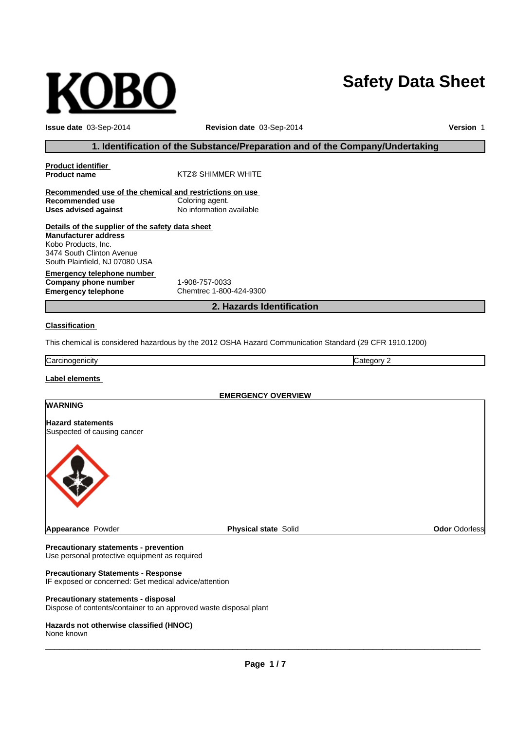# KOBO

# Safety Data Sheet

**Issue date** 03-Sep-2014 **Revision date** 03-Sep-2014 **Version** 1

## 1. Identification of the Substance/Preparation and of the Company/Undertaking

**Product identifier**

| | |
|---|---|
| **Product name** | KTZ® SHIMMER WHITE |

**Recommended use of the chemical and restrictions on use**

| | |
|---|---|
| **Recommended use** | Coloring agent. |
| **Uses advised against** | No information available |

**Details of the supplier of the safety data sheet**

**Manufacturer address**
Kobo Products, Inc.
3474 South Clinton Avenue
South Plainfield, NJ 07080 USA

**Emergency telephone number**

| | |
|---|---|
| **Company phone number** | 1-908-757-0033 |
| **Emergency telephone** | Chemtrec 1-800-424-9300 |

## 2. Hazards Identification

**Classification**

This chemical is considered hazardous by the 2012 OSHA Hazard Communication Standard (29 CFR 1910.1200)

| | |
|---|---|
| Carcinogenicity | Category 2 |

**Label elements**

**EMERGENCY OVERVIEW**

**WARNING**

**Hazard statements**
Suspected of causing cancer

**Appearance** Powder **Physical state** Solid **Odor** Odorless

**Precautionary statements - prevention**
Use personal protective equipment as required

**Precautionary Statements - Response**
IF exposed or concerned: Get medical advice/attention

**Precautionary statements - disposal**
Dispose of contents/container to an approved waste disposal plant

**Hazards not otherwise classified (HNOC)**
None known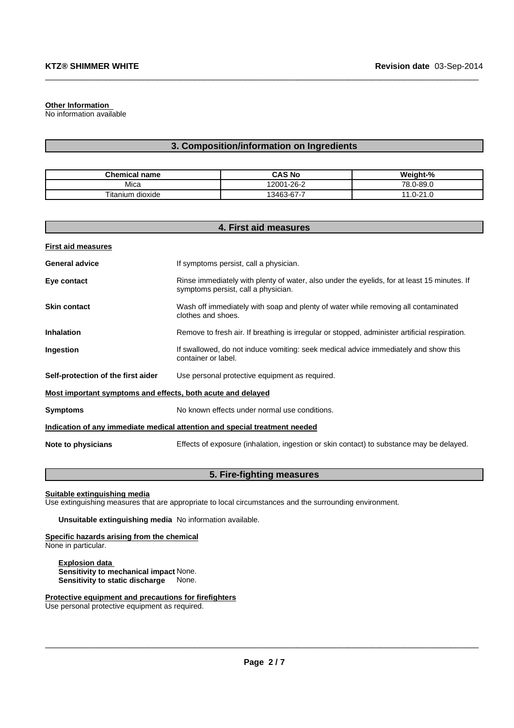**Other Information**
No information available

## 3. Composition/information on Ingredients

| Chemical name | CAS No | Weight-% |
|---|---|---|
| Mica | 12001-26-2 | 78.0-89.0 |
| Titanium dioxide | 13463-67-7 | 11.0-21.0 |

## 4. First aid measures

**First aid measures**

**General advice** If symptoms persist, call a physician.

**Eye contact** Rinse immediately with plenty of water, also under the eyelids, for at least 15 minutes. If symptoms persist, call a physician.

**Skin contact** Wash off immediately with soap and plenty of water while removing all contaminated clothes and shoes.

**Inhalation** Remove to fresh air. If breathing is irregular or stopped, administer artificial respiration.

**Ingestion** If swallowed, do not induce vomiting: seek medical advice immediately and show this container or label.

**Self-protection of the first aider** Use personal protective equipment as required.

**Most important symptoms and effects, both acute and delayed**

**Symptoms** No known effects under normal use conditions.

**Indication of any immediate medical attention and special treatment needed**

**Note to physicians** Effects of exposure (inhalation, ingestion or skin contact) to substance may be delayed.

## 5. Fire-fighting measures

**Suitable extinguishing media**
Use extinguishing measures that are appropriate to local circumstances and the surrounding environment.

**Unsuitable extinguishing media** No information available.

**Specific hazards arising from the chemical**
None in particular.

**Explosion data**
**Sensitivity to mechanical impact** None.
**Sensitivity to static discharge** None.

**Protective equipment and precautions for firefighters**
Use personal protective equipment as required.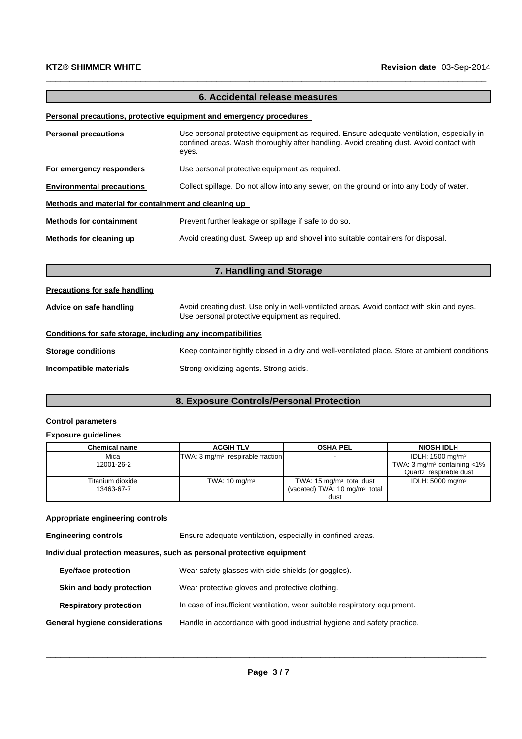## 6. Accidental release measures

**Personal precautions, protective equipment and emergency procedures**

**Personal precautions** — Use personal protective equipment as required. Ensure adequate ventilation, especially in confined areas. Wash thoroughly after handling. Avoid creating dust. Avoid contact with eyes.

**For emergency responders** — Use personal protective equipment as required.

**Environmental precautions** — Collect spillage. Do not allow into any sewer, on the ground or into any body of water.

**Methods and material for containment and cleaning up**

**Methods for containment** — Prevent further leakage or spillage if safe to do so.

**Methods for cleaning up** — Avoid creating dust. Sweep up and shovel into suitable containers for disposal.

## 7. Handling and Storage

**Precautions for safe handling**

**Advice on safe handling** — Avoid creating dust. Use only in well-ventilated areas. Avoid contact with skin and eyes. Use personal protective equipment as required.

**Conditions for safe storage, including any incompatibilities**

**Storage conditions** — Keep container tightly closed in a dry and well-ventilated place. Store at ambient conditions.

**Incompatible materials** — Strong oxidizing agents. Strong acids.

## 8. Exposure Controls/Personal Protection

**Control parameters**

**Exposure guidelines**

| Chemical name | ACGIH TLV | OSHA PEL | NIOSH IDLH |
|---|---|---|---|
| Mica<br>12001-26-2 | TWA: 3 mg/m³ respirable fraction | - | IDLH: 1500 mg/m³<br>TWA: 3 mg/m³ containing <1% Quartz respirable dust |
| Titanium dioxide<br>13463-67-7 | TWA: 10 mg/m³ | TWA: 15 mg/m³ total dust<br>(vacated) TWA: 10 mg/m³ total dust | IDLH: 5000 mg/m³ |

**Appropriate engineering controls**

**Engineering controls** — Ensure adequate ventilation, especially in confined areas.

**Individual protection measures, such as personal protective equipment**

**Eye/face protection** — Wear safety glasses with side shields (or goggles).

**Skin and body protection** — Wear protective gloves and protective clothing.

**Respiratory protection** — In case of insufficient ventilation, wear suitable respiratory equipment.

**General hygiene considerations** — Handle in accordance with good industrial hygiene and safety practice.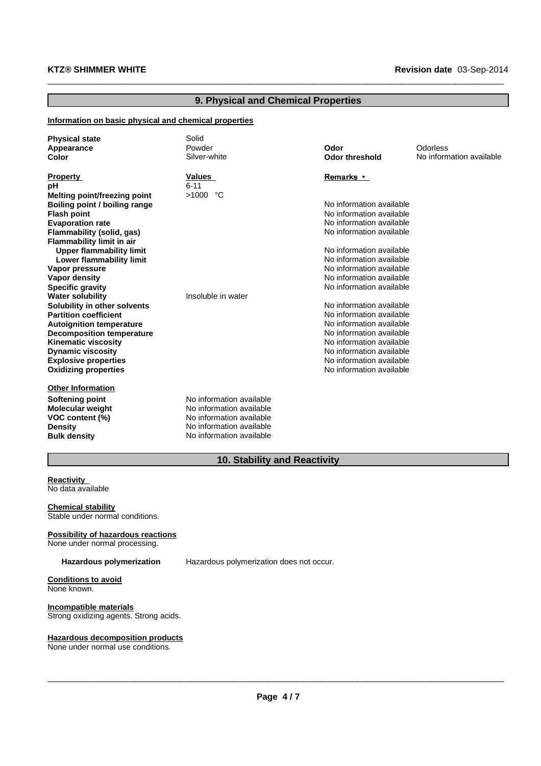## 9. Physical and Chemical Properties

### Information on basic physical and chemical properties

| | | | |
|---|---|---|---|
| **Physical state** | Solid | | |
| **Appearance** | Powder | **Odor** | Odorless |
| **Color** | Silver-white | **Odor threshold** | No information available |

| **Property** | **Values** | **Remarks •** |
|---|---|---|
| **pH** | 6-11 | |
| **Melting point/freezing point** | >1000 °C | |
| **Boiling point / boiling range** | | No information available |
| **Flash point** | | No information available |
| **Evaporation rate** | | No information available |
| **Flammability (solid, gas)** | | No information available |
| **Flammability limit in air** | | |
| **Upper flammability limit** | | No information available |
| **Lower flammability limit** | | No information available |
| **Vapor pressure** | | No information available |
| **Vapor density** | | No information available |
| **Specific gravity** | | No information available |
| **Water solubility** | Insoluble in water | |
| **Solubility in other solvents** | | No information available |
| **Partition coefficient** | | No information available |
| **Autoignition temperature** | | No information available |
| **Decomposition temperature** | | No information available |
| **Kinematic viscosity** | | No information available |
| **Dynamic viscosity** | | No information available |
| **Explosive properties** | | No information available |
| **Oxidizing properties** | | No information available |

### Other Information

| | |
|---|---|
| **Softening point** | No information available |
| **Molecular weight** | No information available |
| **VOC content (%)** | No information available |
| **Density** | No information available |
| **Bulk density** | No information available |

## 10. Stability and Reactivity

**Reactivity**
No data available

**Chemical stability**
Stable under normal conditions.

**Possibility of hazardous reactions**
None under normal processing.

**Hazardous polymerization** Hazardous polymerization does not occur.

**Conditions to avoid**
None known.

**Incompatible materials**
Strong oxidizing agents. Strong acids.

**Hazardous decomposition products**
None under normal use conditions.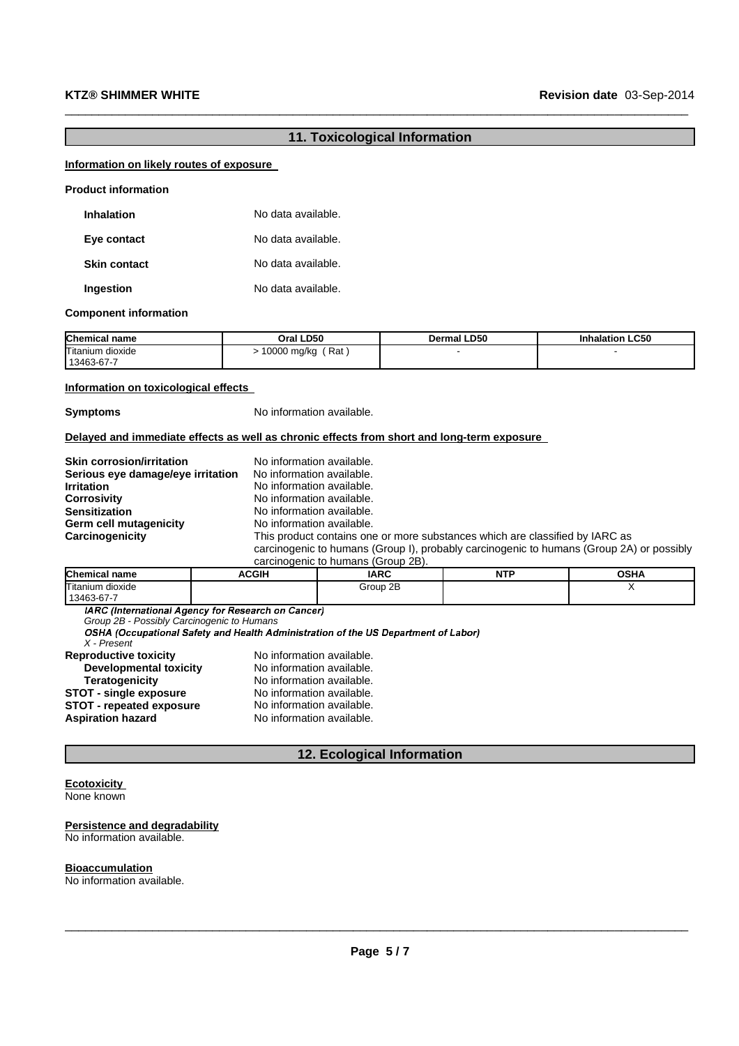## 11. Toxicological Information

**Information on likely routes of exposure**

**Product information**

**Inhalation** No data available.

**Eye contact** No data available.

**Skin contact** No data available.

**Ingestion** No data available.

**Component information**

| Chemical name | Oral LD50 | Dermal LD50 | Inhalation LC50 |
|---|---|---|---|
| Titanium dioxide 13463-67-7 | > 10000 mg/kg ( Rat ) | - | - |

**Information on toxicological effects**

**Symptoms** No information available.

**Delayed and immediate effects as well as chronic effects from short and long-term exposure**

**Skin corrosion/irritation** No information available.
**Serious eye damage/eye irritation** No information available.
**Irritation** No information available.
**Corrosivity** No information available.
**Sensitization** No information available.
**Germ cell mutagenicity** No information available.
**Carcinogenicity** This product contains one or more substances which are classified by IARC as carcinogenic to humans (Group I), probably carcinogenic to humans (Group 2A) or possibly carcinogenic to humans (Group 2B).

| Chemical name | ACGIH | IARC | NTP | OSHA |
|---|---|---|---|---|
| Titanium dioxide 13463-67-7 | | Group 2B | | X |

*IARC (International Agency for Research on Cancer)*
*Group 2B - Possibly Carcinogenic to Humans*
*OSHA (Occupational Safety and Health Administration of the US Department of Labor)*
*X - Present*

**Reproductive toxicity** No information available.
**Developmental toxicity** No information available.
**Teratogenicity** No information available.
**STOT - single exposure** No information available.
**STOT - repeated exposure** No information available.
**Aspiration hazard** No information available.

## 12. Ecological Information

**Ecotoxicity**
None known

**Persistence and degradability**
No information available.

**Bioaccumulation**
No information available.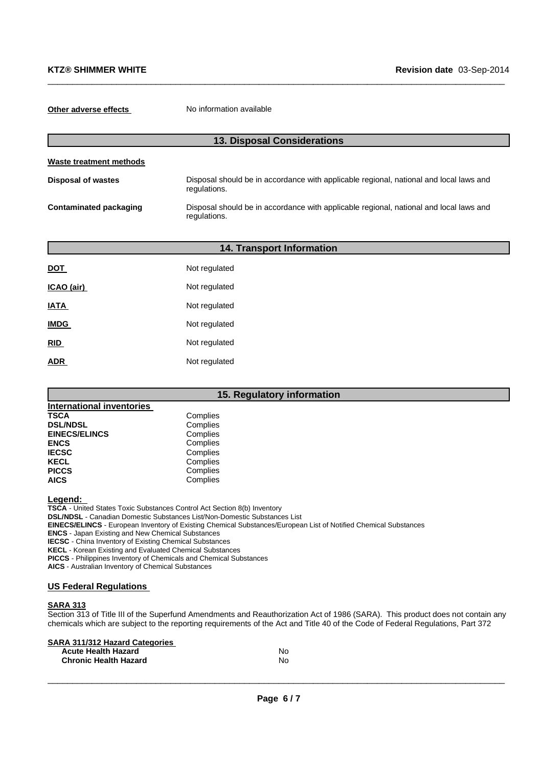**Other adverse effects** No information available

## 13. Disposal Considerations

**Waste treatment methods**

**Disposal of wastes** Disposal should be in accordance with applicable regional, national and local laws and regulations.

**Contaminated packaging** Disposal should be in accordance with applicable regional, national and local laws and regulations.

## 14. Transport Information

| | |
|---|---|
| **DOT** | Not regulated |
| **ICAO (air)** | Not regulated |
| **IATA** | Not regulated |
| **IMDG** | Not regulated |
| **RID** | Not regulated |
| **ADR** | Not regulated |

## 15. Regulatory information

**International inventories**

| | |
|---|---|
| **TSCA** | Complies |
| **DSL/NDSL** | Complies |
| **EINECS/ELINCS** | Complies |
| **ENCS** | Complies |
| **IECSC** | Complies |
| **KECL** | Complies |
| **PICCS** | Complies |
| **AICS** | Complies |

**Legend:**
**TSCA** - United States Toxic Substances Control Act Section 8(b) Inventory
**DSL/NDSL** - Canadian Domestic Substances List/Non-Domestic Substances List
**EINECS/ELINCS** - European Inventory of Existing Chemical Substances/European List of Notified Chemical Substances
**ENCS** - Japan Existing and New Chemical Substances
**IECSC** - China Inventory of Existing Chemical Substances
**KECL** - Korean Existing and Evaluated Chemical Substances
**PICCS** - Philippines Inventory of Chemicals and Chemical Substances
**AICS** - Australian Inventory of Chemical Substances

### US Federal Regulations

**SARA 313**
Section 313 of Title III of the Superfund Amendments and Reauthorization Act of 1986 (SARA). This product does not contain any chemicals which are subject to the reporting requirements of the Act and Title 40 of the Code of Federal Regulations, Part 372

**SARA 311/312 Hazard Categories**

| | |
|---|---|
| **Acute Health Hazard** | No |
| **Chronic Health Hazard** | No |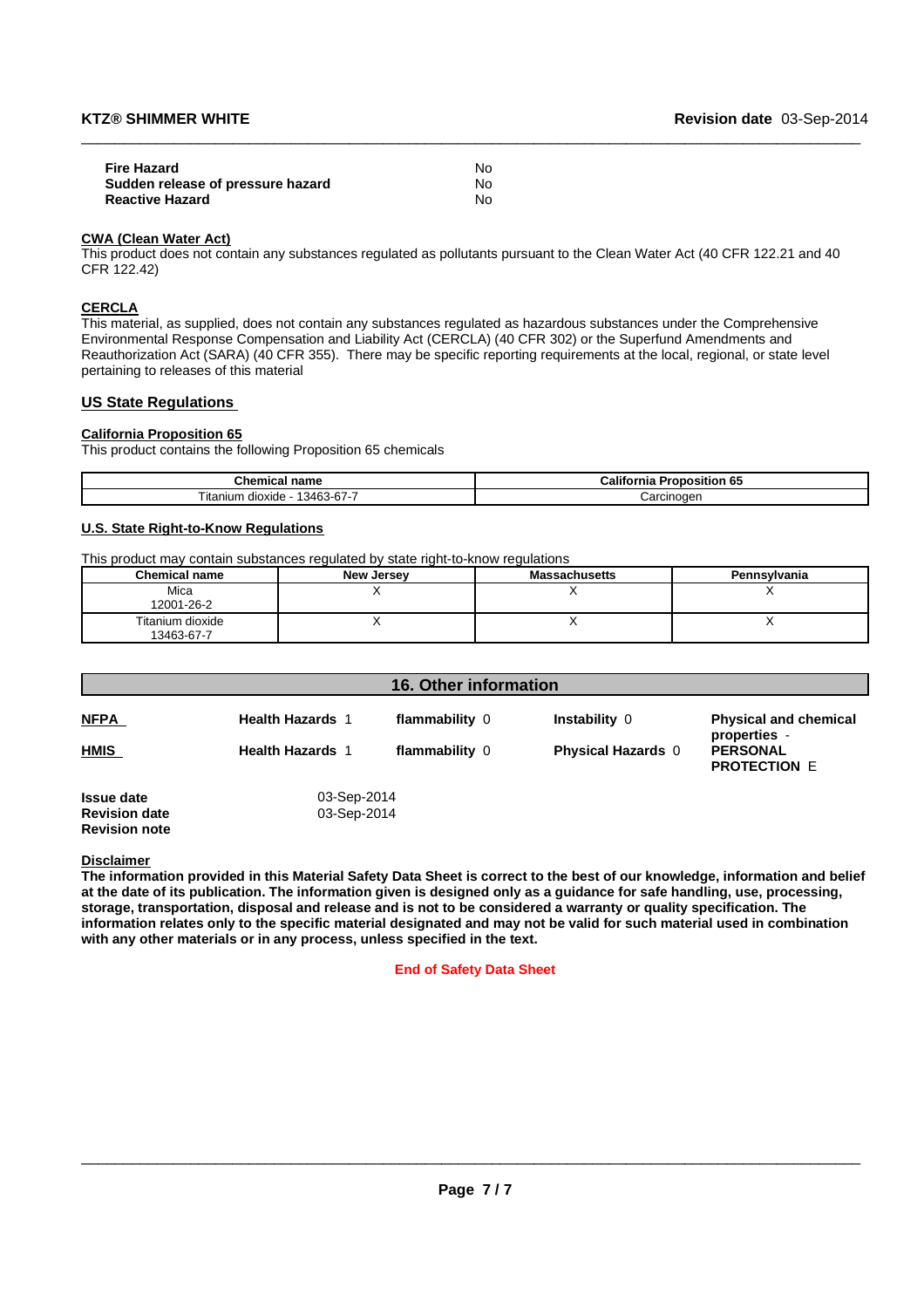| | |
|---|---|
| **Fire Hazard** | No |
| **Sudden release of pressure hazard** | No |
| **Reactive Hazard** | No |

**CWA (Clean Water Act)**

This product does not contain any substances regulated as pollutants pursuant to the Clean Water Act (40 CFR 122.21 and 40 CFR 122.42)

**CERCLA**

This material, as supplied, does not contain any substances regulated as hazardous substances under the Comprehensive Environmental Response Compensation and Liability Act (CERCLA) (40 CFR 302) or the Superfund Amendments and Reauthorization Act (SARA) (40 CFR 355). There may be specific reporting requirements at the local, regional, or state level pertaining to releases of this material

**US State Regulations**

**California Proposition 65**

This product contains the following Proposition 65 chemicals

| Chemical name | California Proposition 65 |
|---|---|
| Titanium dioxide - 13463-67-7 | Carcinogen |

**U.S. State Right-to-Know Regulations**

This product may contain substances regulated by state right-to-know regulations

| Chemical name | New Jersey | Massachusetts | Pennsylvania |
|---|---|---|---|
| Mica 12001-26-2 | X | X | X |
| Titanium dioxide 13463-67-7 | X | X | X |

## 16. Other information

| | | | | |
|---|---|---|---|---|
| **NFPA** | **Health Hazards** 1 | **flammability** 0 | **Instability** 0 | **Physical and chemical properties** - |
| **HMIS** | **Health Hazards** 1 | **flammability** 0 | **Physical Hazards** 0 | **PERSONAL PROTECTION** E |

| | |
|---|---|
| **Issue date** | 03-Sep-2014 |
| **Revision date** | 03-Sep-2014 |
| **Revision note** | |

**Disclaimer**

**The information provided in this Material Safety Data Sheet is correct to the best of our knowledge, information and belief at the date of its publication. The information given is designed only as a guidance for safe handling, use, processing, storage, transportation, disposal and release and is not to be considered a warranty or quality specification. The information relates only to the specific material designated and may not be valid for such material used in combination with any other materials or in any process, unless specified in the text.**

**End of Safety Data Sheet**